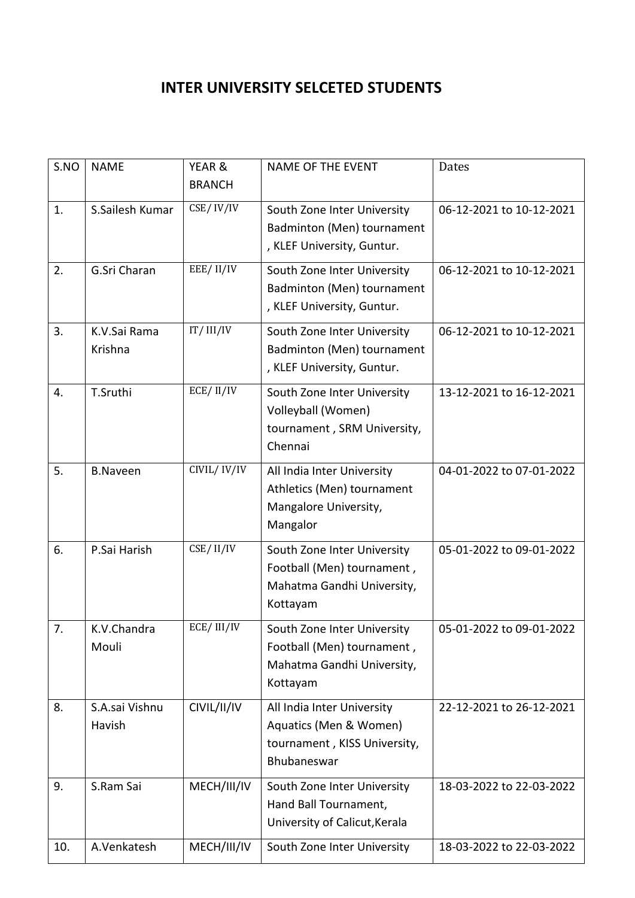# INTER UNIVERSITY SELCETED STUDENTS

| S.NO | NAME | YEAR & BRANCH | NAME OF THE EVENT | Dates |
|---|---|---|---|---|
| 1. | S.Sailesh Kumar | CSE/ IV/IV | South Zone Inter University Badminton (Men) tournament , KLEF University, Guntur. | 06-12-2021 to 10-12-2021 |
| 2. | G.Sri Charan | EEE/ II/IV | South Zone Inter University Badminton (Men) tournament , KLEF University, Guntur. | 06-12-2021 to 10-12-2021 |
| 3. | K.V.Sai Rama Krishna | IT/ III/IV | South Zone Inter University Badminton (Men) tournament , KLEF University, Guntur. | 06-12-2021 to 10-12-2021 |
| 4. | T.Sruthi | ECE/ II/IV | South Zone Inter University Volleyball (Women) tournament , SRM University, Chennai | 13-12-2021 to 16-12-2021 |
| 5. | B.Naveen | CIVIL/ IV/IV | All India Inter University Athletics (Men) tournament Mangalore University, Mangalor | 04-01-2022 to 07-01-2022 |
| 6. | P.Sai Harish | CSE/ II/IV | South Zone Inter University Football (Men) tournament , Mahatma Gandhi University, Kottayam | 05-01-2022 to 09-01-2022 |
| 7. | K.V.Chandra Mouli | ECE/ III/IV | South Zone Inter University Football (Men) tournament , Mahatma Gandhi University, Kottayam | 05-01-2022 to 09-01-2022 |
| 8. | S.A.sai Vishnu Havish | CIVIL/II/IV | All India Inter University Aquatics (Men & Women) tournament , KISS University, Bhubaneswar | 22-12-2021 to 26-12-2021 |
| 9. | S.Ram Sai | MECH/III/IV | South Zone Inter University Hand Ball Tournament, University of Calicut,Kerala | 18-03-2022 to 22-03-2022 |
| 10. | A.Venkatesh | MECH/III/IV | South Zone Inter University | 18-03-2022 to 22-03-2022 |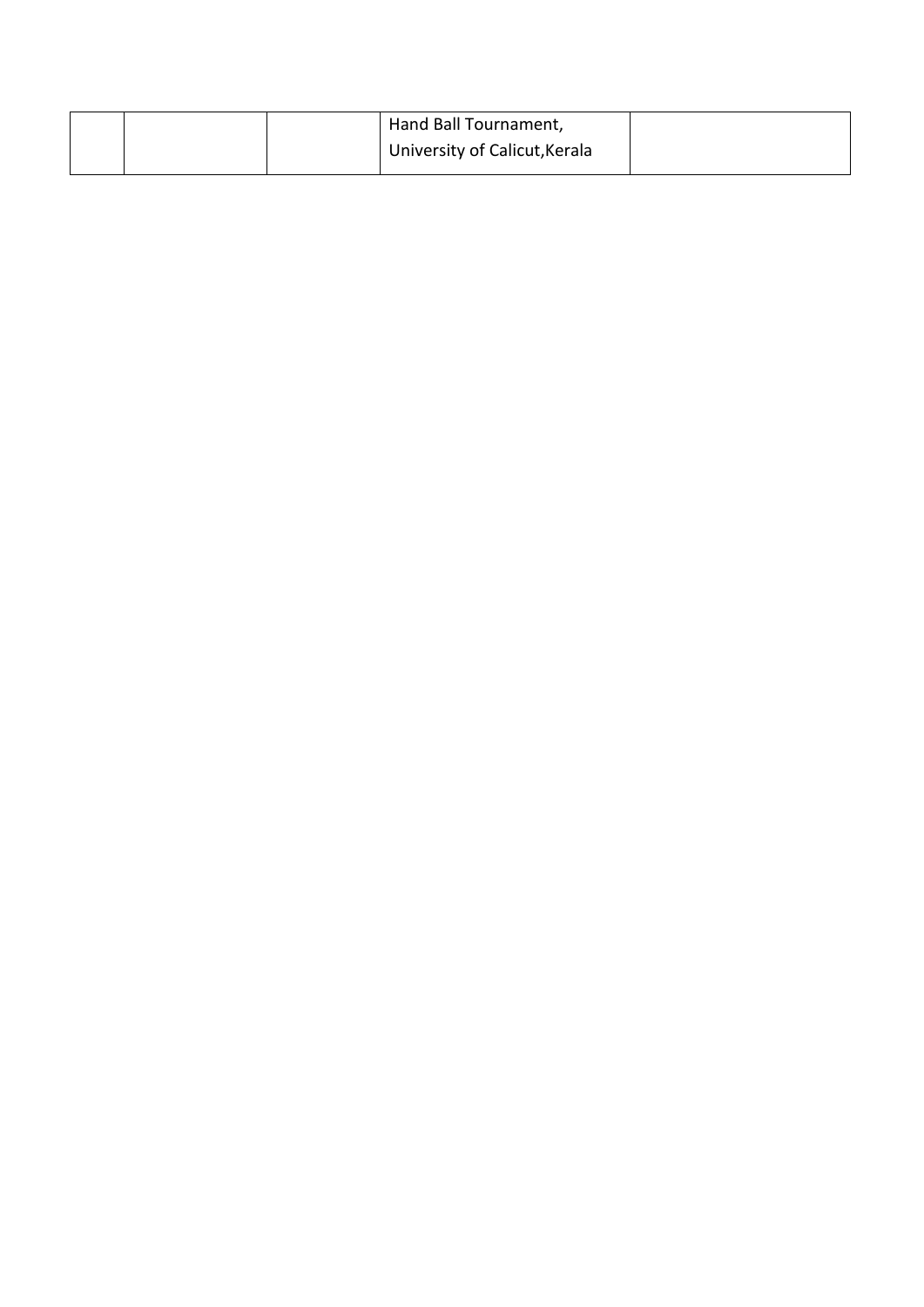|  |  |  | Hand Ball Tournament, University of Calicut,Kerala |  |
|---|---|---|---|---|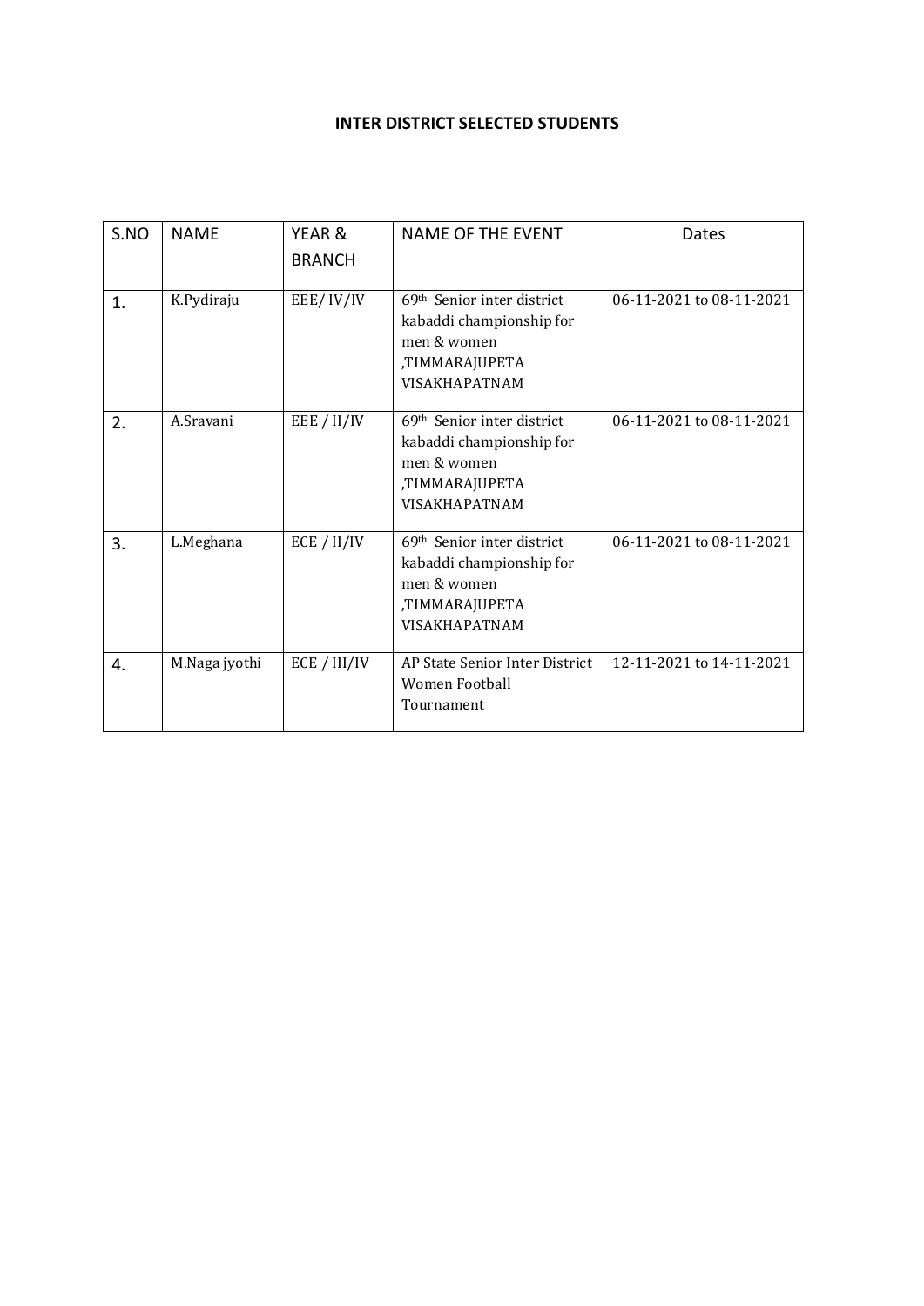# INTER DISTRICT SELECTED STUDENTS

| S.NO | NAME | YEAR & BRANCH | NAME OF THE EVENT | Dates |
|---|---|---|---|---|
| 1. | K.Pydiraju | EEE/ IV/IV | 69th Senior inter district kabaddi championship for men & women ,TIMMARAJUPETA VISAKHAPATNAM | 06-11-2021 to 08-11-2021 |
| 2. | A.Sravani | EEE / II/IV | 69th Senior inter district kabaddi championship for men & women ,TIMMARAJUPETA VISAKHAPATNAM | 06-11-2021 to 08-11-2021 |
| 3. | L.Meghana | ECE / II/IV | 69th Senior inter district kabaddi championship for men & women ,TIMMARAJUPETA VISAKHAPATNAM | 06-11-2021 to 08-11-2021 |
| 4. | M.Naga jyothi | ECE / III/IV | AP State Senior Inter District Women Football Tournament | 12-11-2021 to 14-11-2021 |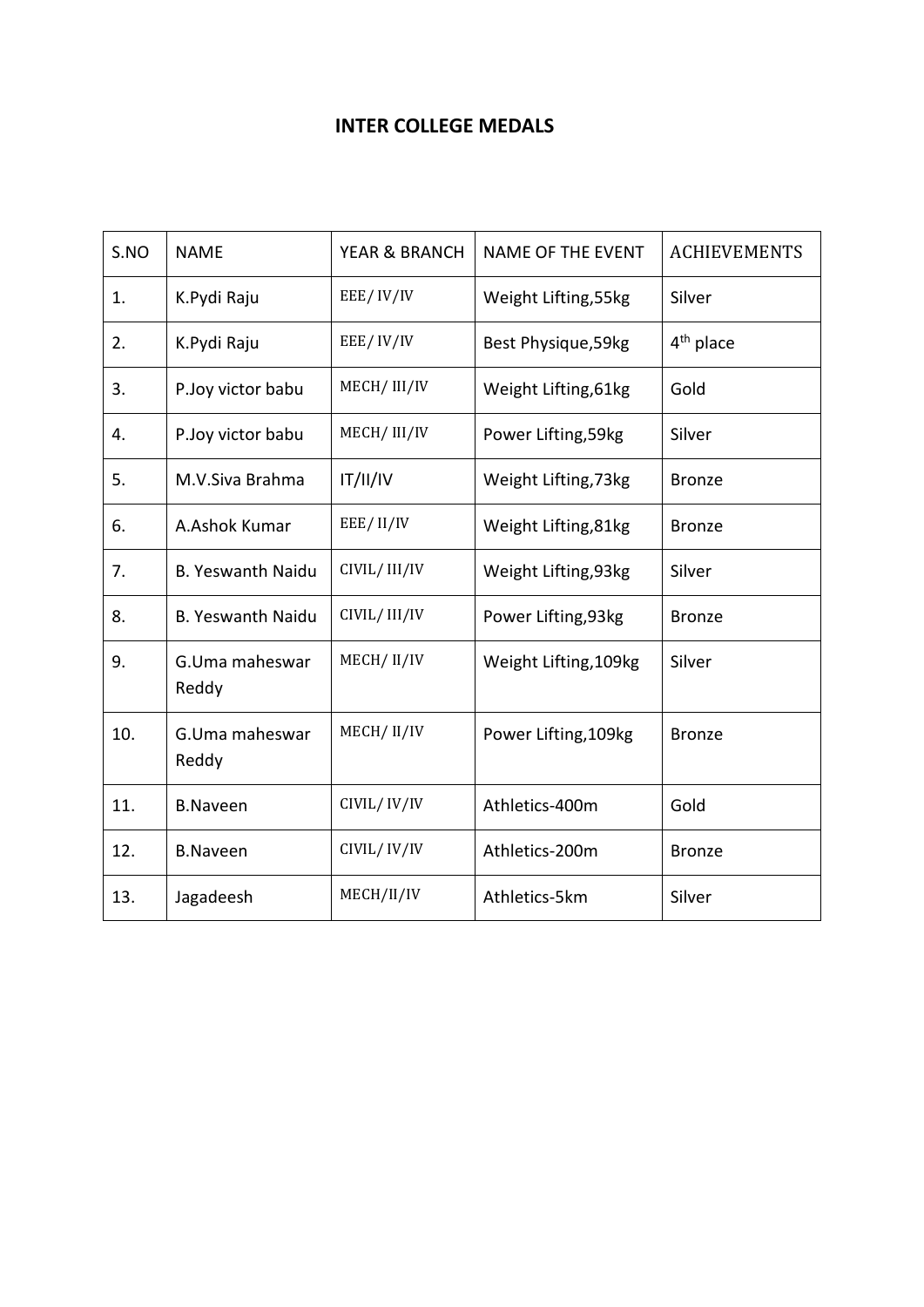# INTER COLLEGE MEDALS

| S.NO | NAME | YEAR & BRANCH | NAME OF THE EVENT | ACHIEVEMENTS |
|---|---|---|---|---|
| 1. | K.Pydi Raju | EEE/ IV/IV | Weight Lifting,55kg | Silver |
| 2. | K.Pydi Raju | EEE/ IV/IV | Best Physique,59kg | 4th place |
| 3. | P.Joy victor babu | MECH/ III/IV | Weight Lifting,61kg | Gold |
| 4. | P.Joy victor babu | MECH/ III/IV | Power Lifting,59kg | Silver |
| 5. | M.V.Siva Brahma | IT/II/IV | Weight Lifting,73kg | Bronze |
| 6. | A.Ashok Kumar | EEE/ II/IV | Weight Lifting,81kg | Bronze |
| 7. | B. Yeswanth Naidu | CIVIL/ III/IV | Weight Lifting,93kg | Silver |
| 8. | B. Yeswanth Naidu | CIVIL/ III/IV | Power Lifting,93kg | Bronze |
| 9. | G.Uma maheswar Reddy | MECH/ II/IV | Weight Lifting,109kg | Silver |
| 10. | G.Uma maheswar Reddy | MECH/ II/IV | Power Lifting,109kg | Bronze |
| 11. | B.Naveen | CIVIL/ IV/IV | Athletics-400m | Gold |
| 12. | B.Naveen | CIVIL/ IV/IV | Athletics-200m | Bronze |
| 13. | Jagadeesh | MECH/II/IV | Athletics-5km | Silver |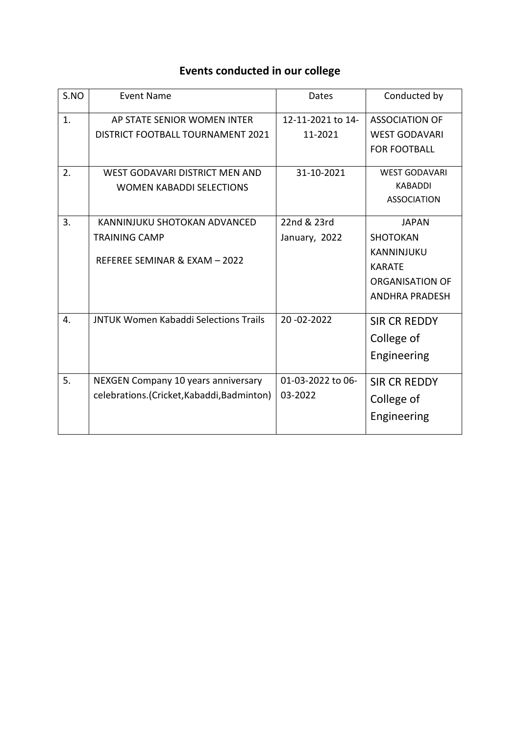# Events conducted in our college

| S.NO | Event Name | Dates | Conducted by |
|---|---|---|---|
| 1. | AP STATE SENIOR WOMEN INTER DISTRICT FOOTBALL TOURNAMENT 2021 | 12-11-2021 to 14-11-2021 | ASSOCIATION OF WEST GODAVARI FOR FOOTBALL |
| 2. | WEST GODAVARI DISTRICT MEN AND WOMEN KABADDI SELECTIONS | 31-10-2021 | WEST GODAVARI KABADDI ASSOCIATION |
| 3. | KANNINJUKU SHOTOKAN ADVANCED TRAINING CAMP<br>REFEREE SEMINAR & EXAM – 2022 | 22nd & 23rd January, 2022 | JAPAN SHOTOKAN KANNINJUKU KARATE ORGANISATION OF ANDHRA PRADESH |
| 4. | JNTUK Women Kabaddi Selections Trails | 20 -02-2022 | SIR CR REDDY College of Engineering |
| 5. | NEXGEN Company 10 years anniversary celebrations.(Cricket,Kabaddi,Badminton) | 01-03-2022 to 06-03-2022 | SIR CR REDDY College of Engineering |